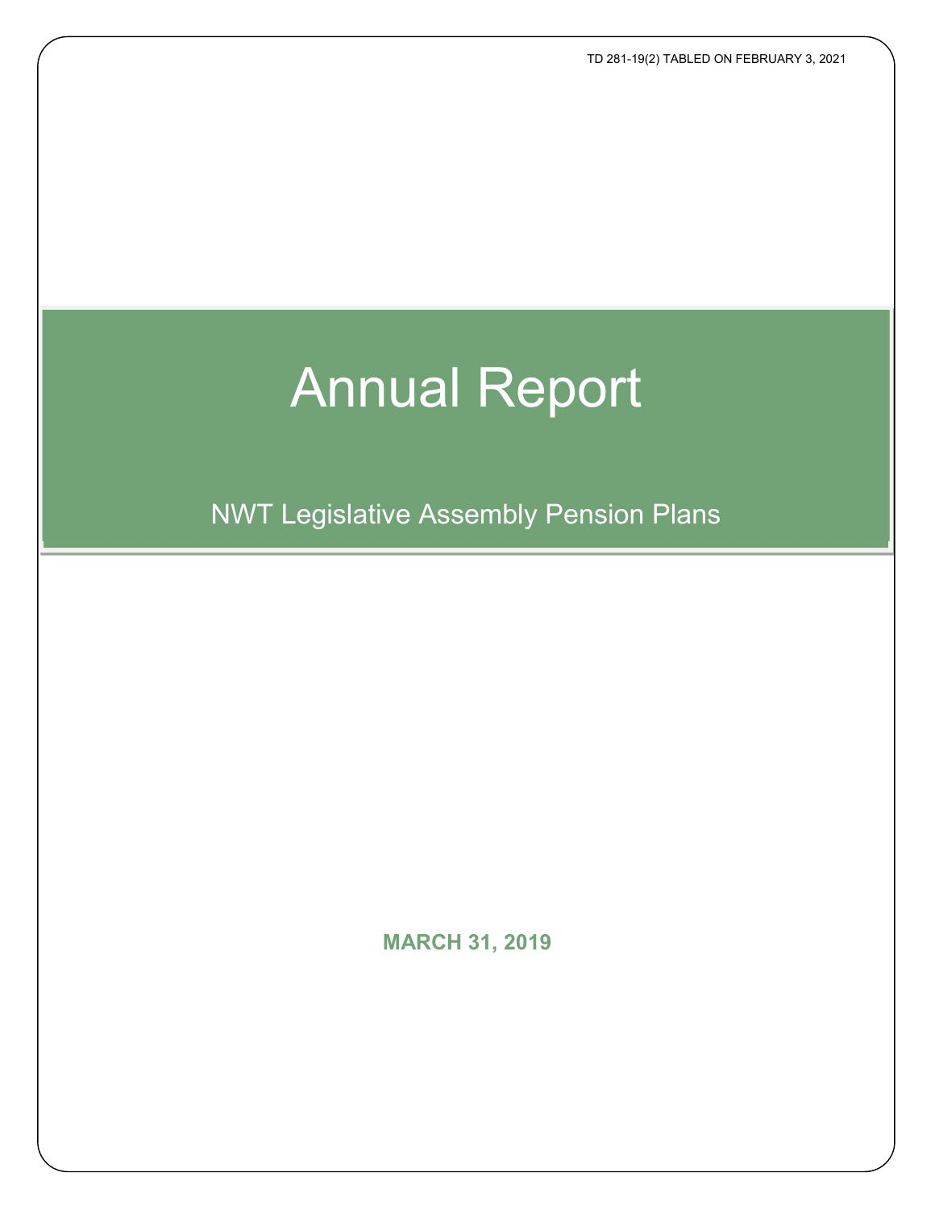TD 281-19(2) TABLED ON FEBRUARY 3, 2021

# Annual Report

## NWT Legislative Assembly Pension Plans

**MARCH 31, 2019**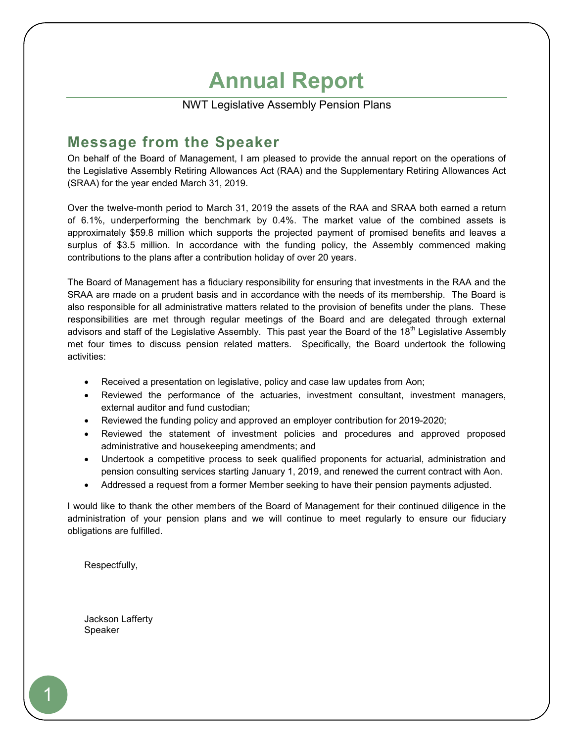# Annual Report

NWT Legislative Assembly Pension Plans

## Message from the Speaker

On behalf of the Board of Management, I am pleased to provide the annual report on the operations of the Legislative Assembly Retiring Allowances Act (RAA) and the Supplementary Retiring Allowances Act (SRAA) for the year ended March 31, 2019.

Over the twelve-month period to March 31, 2019 the assets of the RAA and SRAA both earned a return of 6.1%, underperforming the benchmark by 0.4%. The market value of the combined assets is approximately $59.8 million which supports the projected payment of promised benefits and leaves a surplus of $3.5 million. In accordance with the funding policy, the Assembly commenced making contributions to the plans after a contribution holiday of over 20 years.

The Board of Management has a fiduciary responsibility for ensuring that investments in the RAA and the SRAA are made on a prudent basis and in accordance with the needs of its membership. The Board is also responsible for all administrative matters related to the provision of benefits under the plans. These responsibilities are met through regular meetings of the Board and are delegated through external advisors and staff of the Legislative Assembly. This past year the Board of the 18th Legislative Assembly met four times to discuss pension related matters. Specifically, the Board undertook the following activities:

- Received a presentation on legislative, policy and case law updates from Aon;
- Reviewed the performance of the actuaries, investment consultant, investment managers, external auditor and fund custodian;
- Reviewed the funding policy and approved an employer contribution for 2019-2020;
- Reviewed the statement of investment policies and procedures and approved proposed administrative and housekeeping amendments; and
- Undertook a competitive process to seek qualified proponents for actuarial, administration and pension consulting services starting January 1, 2019, and renewed the current contract with Aon.
- Addressed a request from a former Member seeking to have their pension payments adjusted.

I would like to thank the other members of the Board of Management for their continued diligence in the administration of your pension plans and we will continue to meet regularly to ensure our fiduciary obligations are fulfilled.

Respectfully,

Jackson Lafferty
Speaker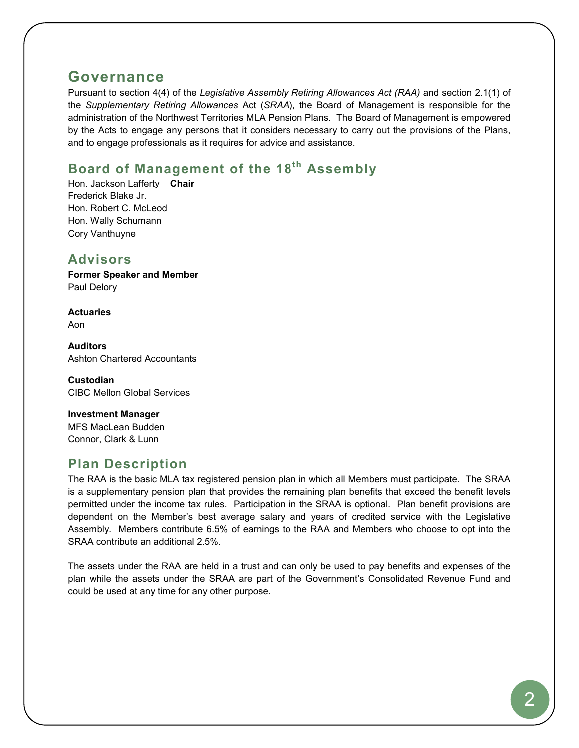## Governance

Pursuant to section 4(4) of the *Legislative Assembly Retiring Allowances Act (RAA)* and section 2.1(1) of the *Supplementary Retiring Allowances* Act (*SRAA*), the Board of Management is responsible for the administration of the Northwest Territories MLA Pension Plans. The Board of Management is empowered by the Acts to engage any persons that it considers necessary to carry out the provisions of the Plans, and to engage professionals as it requires for advice and assistance.

## Board of Management of the 18th Assembly

Hon. Jackson Lafferty **Chair**
Frederick Blake Jr.
Hon. Robert C. McLeod
Hon. Wally Schumann
Cory Vanthuyne

## Advisors

**Former Speaker and Member**
Paul Delory

**Actuaries**
Aon

**Auditors**
Ashton Chartered Accountants

**Custodian**
CIBC Mellon Global Services

**Investment Manager**
MFS MacLean Budden
Connor, Clark & Lunn

## Plan Description

The RAA is the basic MLA tax registered pension plan in which all Members must participate. The SRAA is a supplementary pension plan that provides the remaining plan benefits that exceed the benefit levels permitted under the income tax rules. Participation in the SRAA is optional. Plan benefit provisions are dependent on the Member's best average salary and years of credited service with the Legislative Assembly. Members contribute 6.5% of earnings to the RAA and Members who choose to opt into the SRAA contribute an additional 2.5%.

The assets under the RAA are held in a trust and can only be used to pay benefits and expenses of the plan while the assets under the SRAA are part of the Government's Consolidated Revenue Fund and could be used at any time for any other purpose.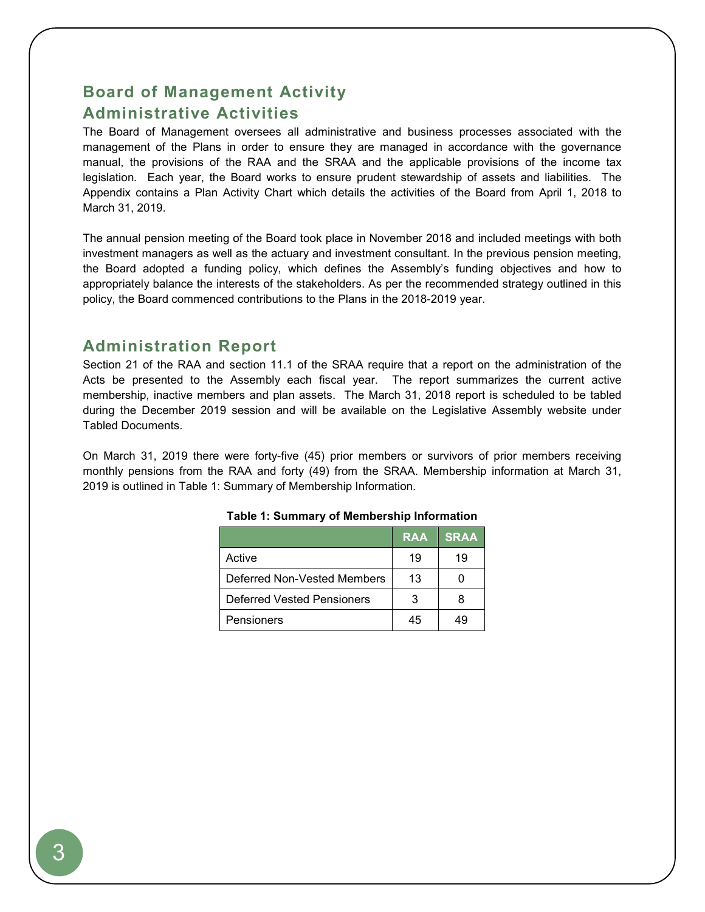## Board of Management Activity

### Administrative Activities

The Board of Management oversees all administrative and business processes associated with the management of the Plans in order to ensure they are managed in accordance with the governance manual, the provisions of the RAA and the SRAA and the applicable provisions of the income tax legislation. Each year, the Board works to ensure prudent stewardship of assets and liabilities. The Appendix contains a Plan Activity Chart which details the activities of the Board from April 1, 2018 to March 31, 2019.

The annual pension meeting of the Board took place in November 2018 and included meetings with both investment managers as well as the actuary and investment consultant. In the previous pension meeting, the Board adopted a funding policy, which defines the Assembly's funding objectives and how to appropriately balance the interests of the stakeholders. As per the recommended strategy outlined in this policy, the Board commenced contributions to the Plans in the 2018-2019 year.

## Administration Report

Section 21 of the RAA and section 11.1 of the SRAA require that a report on the administration of the Acts be presented to the Assembly each fiscal year. The report summarizes the current active membership, inactive members and plan assets. The March 31, 2018 report is scheduled to be tabled during the December 2019 session and will be available on the Legislative Assembly website under Tabled Documents.

On March 31, 2019 there were forty-five (45) prior members or survivors of prior members receiving monthly pensions from the RAA and forty (49) from the SRAA. Membership information at March 31, 2019 is outlined in Table 1: Summary of Membership Information.

**Table 1: Summary of Membership Information**

| | RAA | SRAA |
|---|---|---|
| Active | 19 | 19 |
| Deferred Non-Vested Members | 13 | 0 |
| Deferred Vested Pensioners | 3 | 8 |
| Pensioners | 45 | 49 |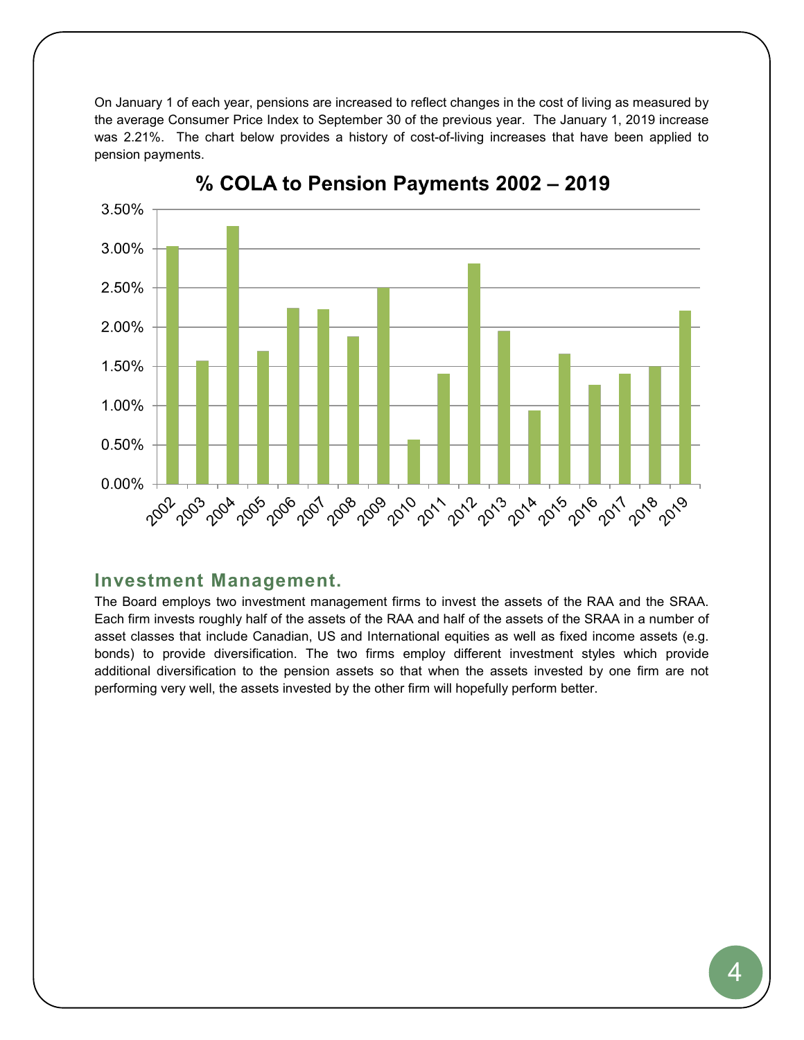On January 1 of each year, pensions are increased to reflect changes in the cost of living as measured by the average Consumer Price Index to September 30 of the previous year. The January 1, 2019 increase was 2.21%. The chart below provides a history of cost-of-living increases that have been applied to pension payments.

**% COLA to Pension Payments 2002 – 2019**

## Investment Management.

The Board employs two investment management firms to invest the assets of the RAA and the SRAA. Each firm invests roughly half of the assets of the RAA and half of the assets of the SRAA in a number of asset classes that include Canadian, US and International equities as well as fixed income assets (e.g. bonds) to provide diversification. The two firms employ different investment styles which provide additional diversification to the pension assets so that when the assets invested by one firm are not performing very well, the assets invested by the other firm will hopefully perform better.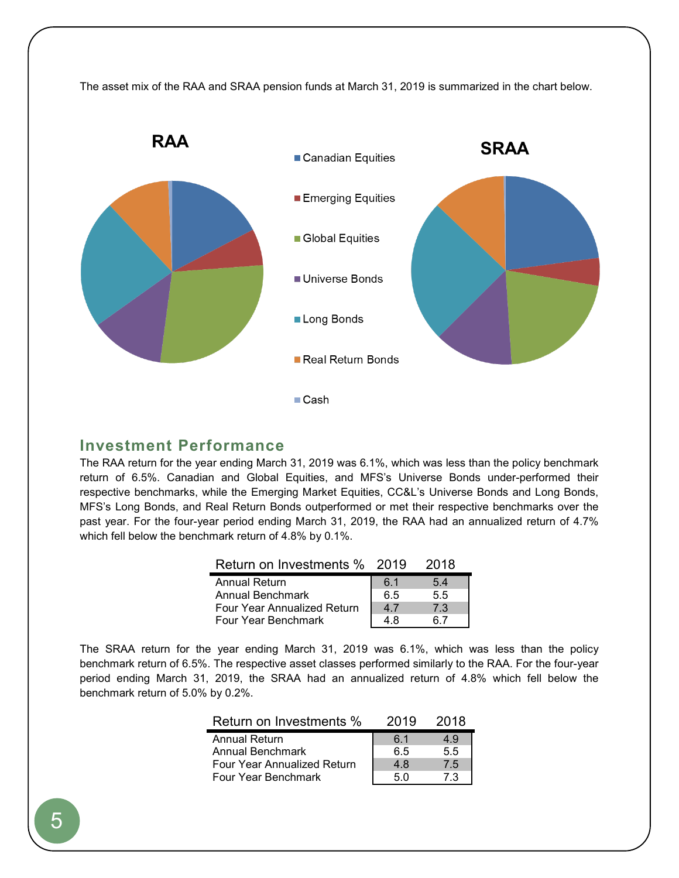The asset mix of the RAA and SRAA pension funds at March 31, 2019 is summarized in the chart below.

RAA

SRAA

- Canadian Equities
- Emerging Equities
- Global Equities
- Universe Bonds
- Long Bonds
- Real Return Bonds
- Cash

## Investment Performance

The RAA return for the year ending March 31, 2019 was 6.1%, which was less than the policy benchmark return of 6.5%. Canadian and Global Equities, and MFS's Universe Bonds under-performed their respective benchmarks, while the Emerging Market Equities, CC&L's Universe Bonds and Long Bonds, MFS's Long Bonds, and Real Return Bonds outperformed or met their respective benchmarks over the past year. For the four-year period ending March 31, 2019, the RAA had an annualized return of 4.7% which fell below the benchmark return of 4.8% by 0.1%.

| Return on Investments % | 2019 | 2018 |
|---|---|---|
| Annual Return | 6.1 | 5.4 |
| Annual Benchmark | 6.5 | 5.5 |
| Four Year Annualized Return | 4.7 | 7.3 |
| Four Year Benchmark | 4.8 | 6.7 |

The SRAA return for the year ending March 31, 2019 was 6.1%, which was less than the policy benchmark return of 6.5%. The respective asset classes performed similarly to the RAA. For the four-year period ending March 31, 2019, the SRAA had an annualized return of 4.8% which fell below the benchmark return of 5.0% by 0.2%.

| Return on Investments % | 2019 | 2018 |
|---|---|---|
| Annual Return | 6.1 | 4.9 |
| Annual Benchmark | 6.5 | 5.5 |
| Four Year Annualized Return | 4.8 | 7.5 |
| Four Year Benchmark | 5.0 | 7.3 |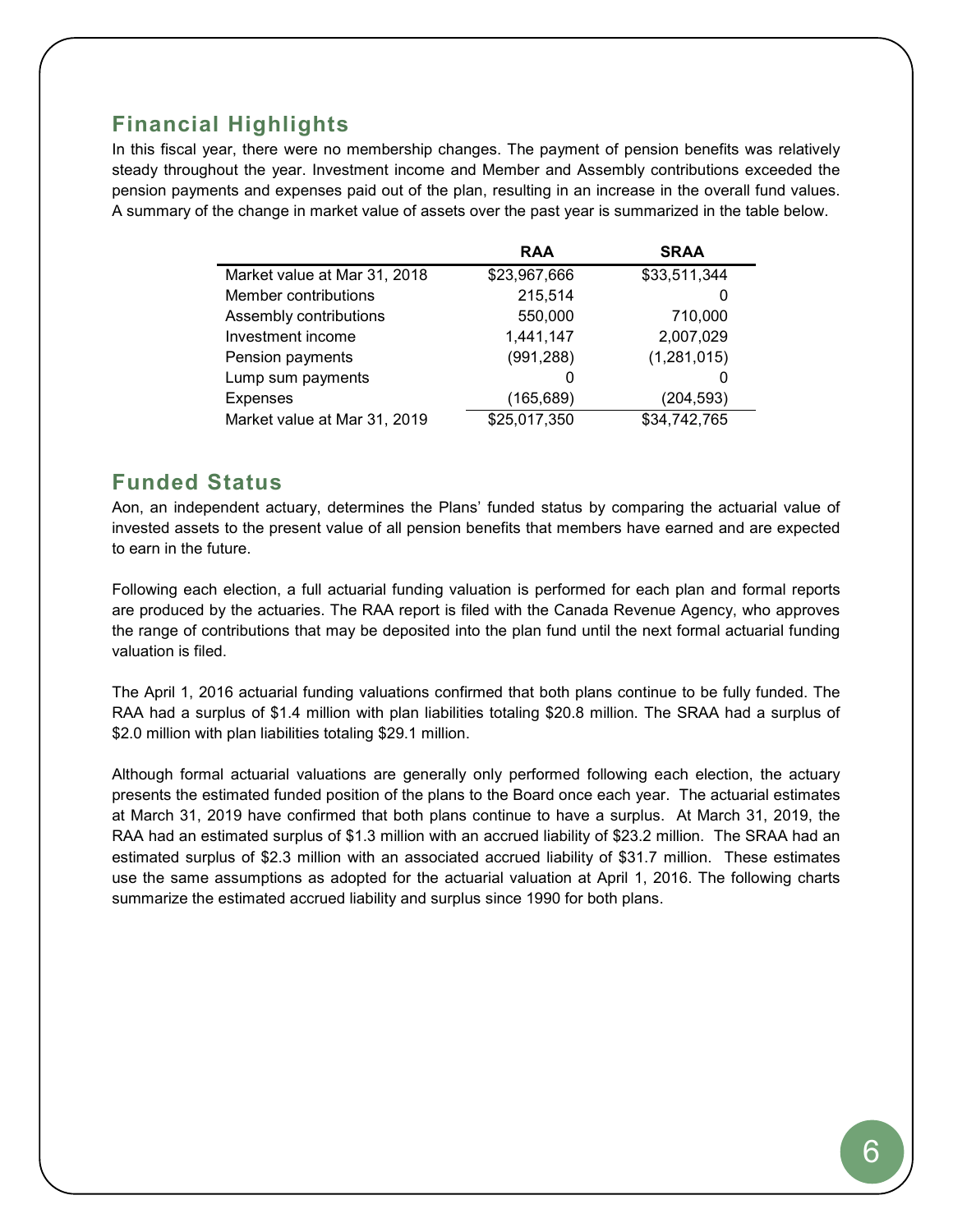## Financial Highlights

In this fiscal year, there were no membership changes. The payment of pension benefits was relatively steady throughout the year. Investment income and Member and Assembly contributions exceeded the pension payments and expenses paid out of the plan, resulting in an increase in the overall fund values. A summary of the change in market value of assets over the past year is summarized in the table below.

| | RAA | SRAA |
|---|---:|---:|
| Market value at Mar 31, 2018 | $23,967,666 | $33,511,344 |
| Member contributions | 215,514 | 0 |
| Assembly contributions | 550,000 | 710,000 |
| Investment income | 1,441,147 | 2,007,029 |
| Pension payments | (991,288) | (1,281,015) |
| Lump sum payments | 0 | 0 |
| Expenses | (165,689) | (204,593) |
| Market value at Mar 31, 2019 | $25,017,350 | $34,742,765 |

## Funded Status

Aon, an independent actuary, determines the Plans' funded status by comparing the actuarial value of invested assets to the present value of all pension benefits that members have earned and are expected to earn in the future.

Following each election, a full actuarial funding valuation is performed for each plan and formal reports are produced by the actuaries. The RAA report is filed with the Canada Revenue Agency, who approves the range of contributions that may be deposited into the plan fund until the next formal actuarial funding valuation is filed.

The April 1, 2016 actuarial funding valuations confirmed that both plans continue to be fully funded. The RAA had a surplus of $1.4 million with plan liabilities totaling $20.8 million. The SRAA had a surplus of $2.0 million with plan liabilities totaling $29.1 million.

Although formal actuarial valuations are generally only performed following each election, the actuary presents the estimated funded position of the plans to the Board once each year. The actuarial estimates at March 31, 2019 have confirmed that both plans continue to have a surplus. At March 31, 2019, the RAA had an estimated surplus of $1.3 million with an accrued liability of $23.2 million. The SRAA had an estimated surplus of $2.3 million with an associated accrued liability of $31.7 million. These estimates use the same assumptions as adopted for the actuarial valuation at April 1, 2016. The following charts summarize the estimated accrued liability and surplus since 1990 for both plans.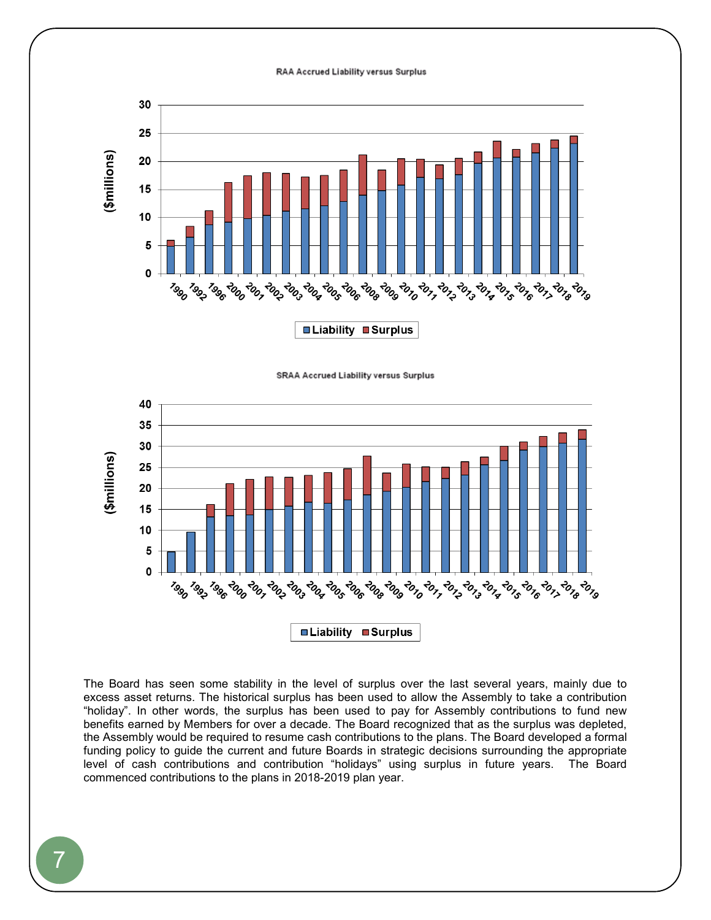RAA Accrued Liability versus Surplus

SRAA Accrued Liability versus Surplus

The Board has seen some stability in the level of surplus over the last several years, mainly due to excess asset returns. The historical surplus has been used to allow the Assembly to take a contribution “holiday”. In other words, the surplus has been used to pay for Assembly contributions to fund new benefits earned by Members for over a decade. The Board recognized that as the surplus was depleted, the Assembly would be required to resume cash contributions to the plans. The Board developed a formal funding policy to guide the current and future Boards in strategic decisions surrounding the appropriate level of cash contributions and contribution “holidays” using surplus in future years. The Board commenced contributions to the plans in 2018-2019 plan year.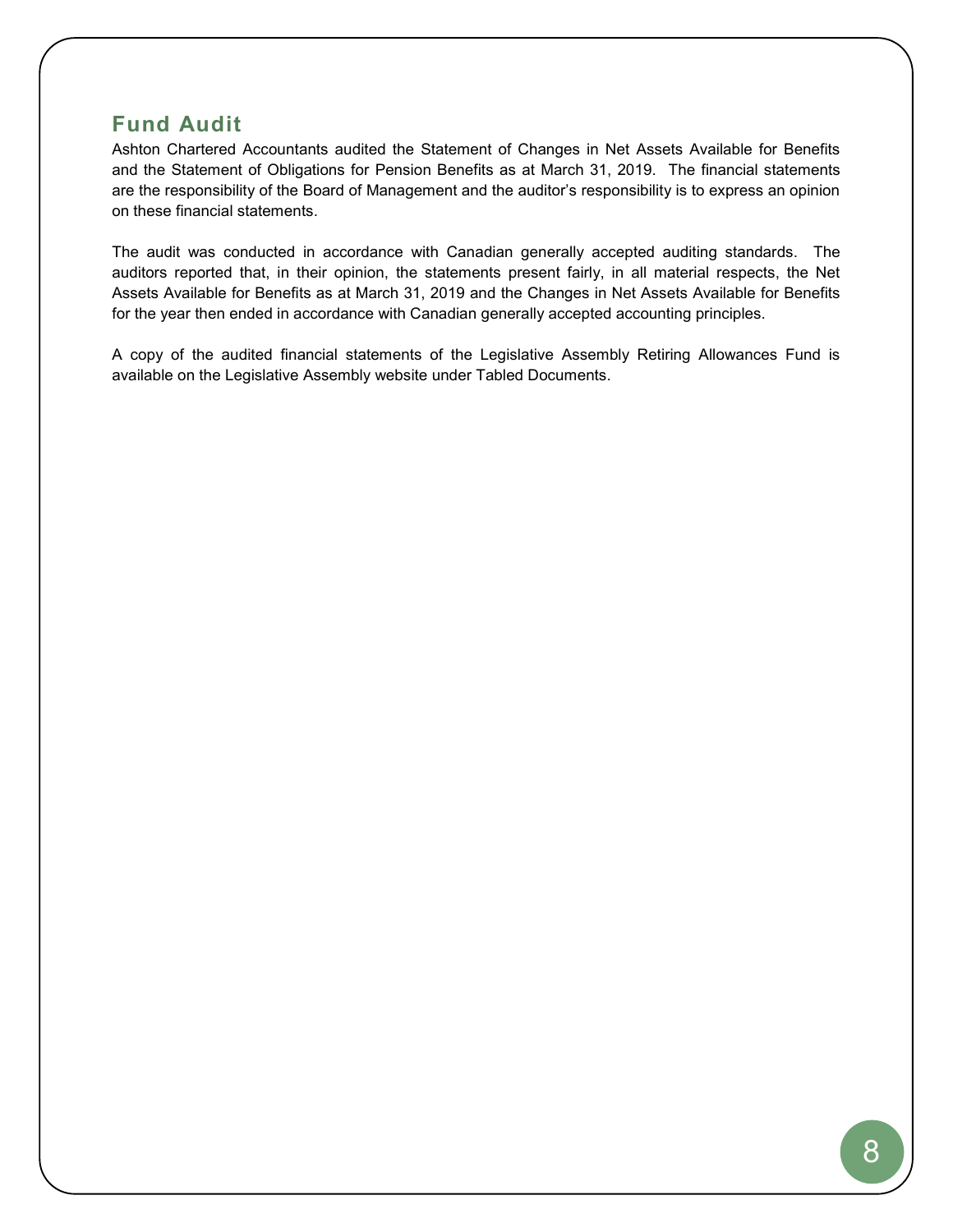## Fund Audit

Ashton Chartered Accountants audited the Statement of Changes in Net Assets Available for Benefits and the Statement of Obligations for Pension Benefits as at March 31, 2019. The financial statements are the responsibility of the Board of Management and the auditor's responsibility is to express an opinion on these financial statements.

The audit was conducted in accordance with Canadian generally accepted auditing standards. The auditors reported that, in their opinion, the statements present fairly, in all material respects, the Net Assets Available for Benefits as at March 31, 2019 and the Changes in Net Assets Available for Benefits for the year then ended in accordance with Canadian generally accepted accounting principles.

A copy of the audited financial statements of the Legislative Assembly Retiring Allowances Fund is available on the Legislative Assembly website under Tabled Documents.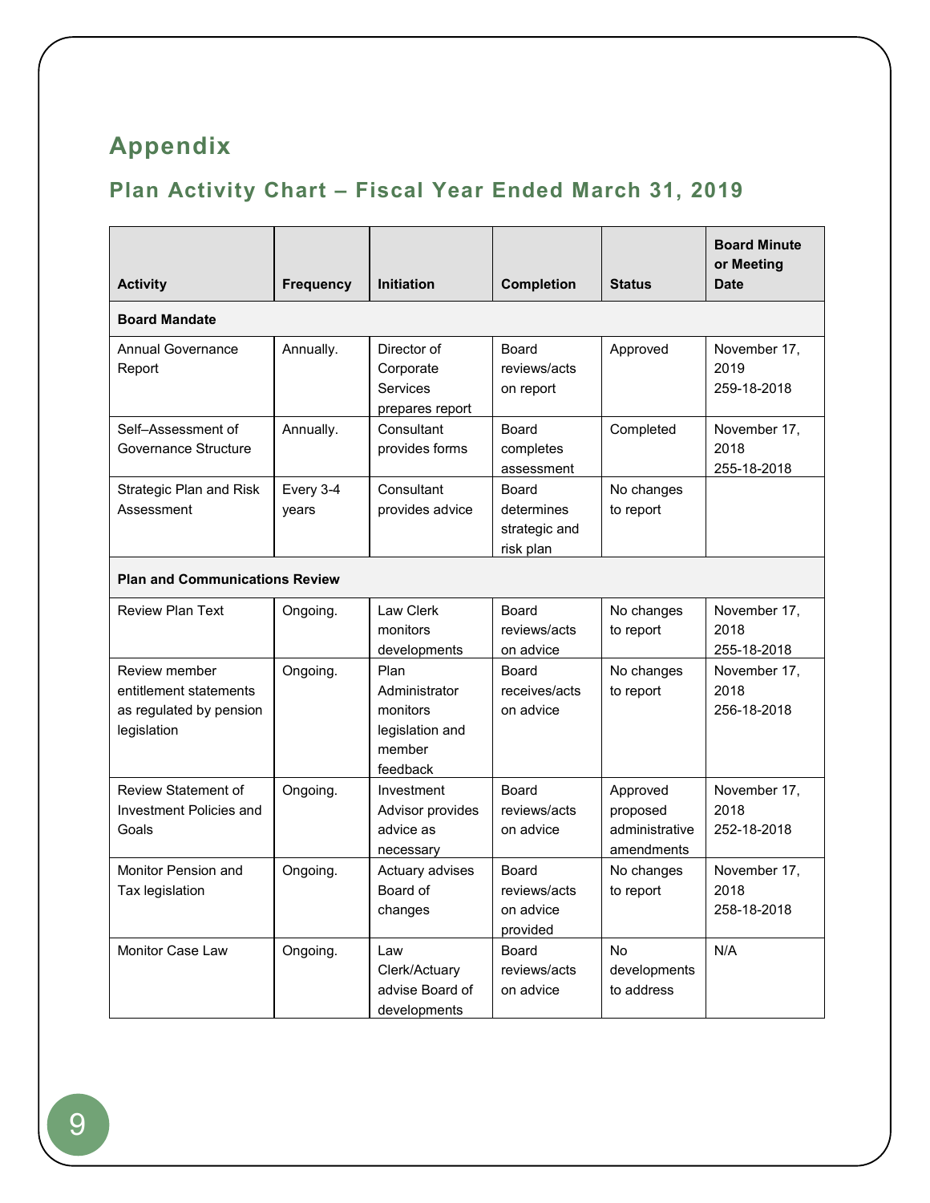# Appendix

## Plan Activity Chart – Fiscal Year Ended March 31, 2019

| Activity | Frequency | Initiation | Completion | Status | Board Minute or Meeting Date |
|---|---|---|---|---|---|
| **Board Mandate** | | | | | |
| Annual Governance Report | Annually. | Director of Corporate Services prepares report | Board reviews/acts on report | Approved | November 17, 2019 259-18-2018 |
| Self–Assessment of Governance Structure | Annually. | Consultant provides forms | Board completes assessment | Completed | November 17, 2018 255-18-2018 |
| Strategic Plan and Risk Assessment | Every 3-4 years | Consultant provides advice | Board determines strategic and risk plan | No changes to report | |
| **Plan and Communications Review** | | | | | |
| Review Plan Text | Ongoing. | Law Clerk monitors developments | Board reviews/acts on advice | No changes to report | November 17, 2018 255-18-2018 |
| Review member entitlement statements as regulated by pension legislation | Ongoing. | Plan Administrator monitors legislation and member feedback | Board receives/acts on advice | No changes to report | November 17, 2018 256-18-2018 |
| Review Statement of Investment Policies and Goals | Ongoing. | Investment Advisor provides advice as necessary | Board reviews/acts on advice | Approved proposed administrative amendments | November 17, 2018 252-18-2018 |
| Monitor Pension and Tax legislation | Ongoing. | Actuary advises Board of changes | Board reviews/acts on advice provided | No changes to report | November 17, 2018 258-18-2018 |
| Monitor Case Law | Ongoing. | Law Clerk/Actuary advise Board of developments | Board reviews/acts on advice | No developments to address | N/A |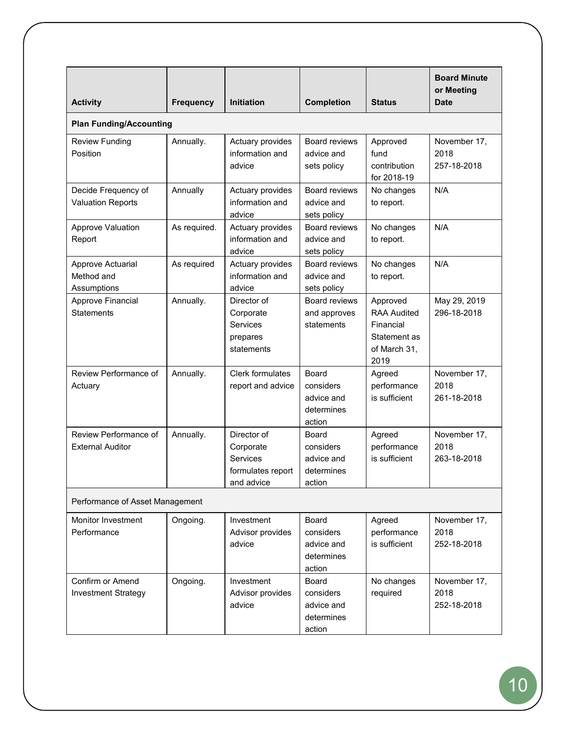| Activity | Frequency | Initiation | Completion | Status | Board Minute or Meeting Date |
|---|---|---|---|---|---|
| **Plan Funding/Accounting** | | | | | |
| Review Funding Position | Annually. | Actuary provides information and advice | Board reviews advice and sets policy | Approved fund contribution for 2018-19 | November 17, 2018 257-18-2018 |
| Decide Frequency of Valuation Reports | Annually | Actuary provides information and advice | Board reviews advice and sets policy | No changes to report. | N/A |
| Approve Valuation Report | As required. | Actuary provides information and advice | Board reviews advice and sets policy | No changes to report. | N/A |
| Approve Actuarial Method and Assumptions | As required | Actuary provides information and advice | Board reviews advice and sets policy | No changes to report. | N/A |
| Approve Financial Statements | Annually. | Director of Corporate Services prepares statements | Board reviews and approves statements | Approved RAA Audited Financial Statement as of March 31, 2019 | May 29, 2019 296-18-2018 |
| Review Performance of Actuary | Annually. | Clerk formulates report and advice | Board considers advice and determines action | Agreed performance is sufficient | November 17, 2018 261-18-2018 |
| Review Performance of External Auditor | Annually. | Director of Corporate Services formulates report and advice | Board considers advice and determines action | Agreed performance is sufficient | November 17, 2018 263-18-2018 |
| Performance of Asset Management | | | | | |
| Monitor Investment Performance | Ongoing. | Investment Advisor provides advice | Board considers advice and determines action | Agreed performance is sufficient | November 17, 2018 252-18-2018 |
| Confirm or Amend Investment Strategy | Ongoing. | Investment Advisor provides advice | Board considers advice and determines action | No changes required | November 17, 2018 252-18-2018 |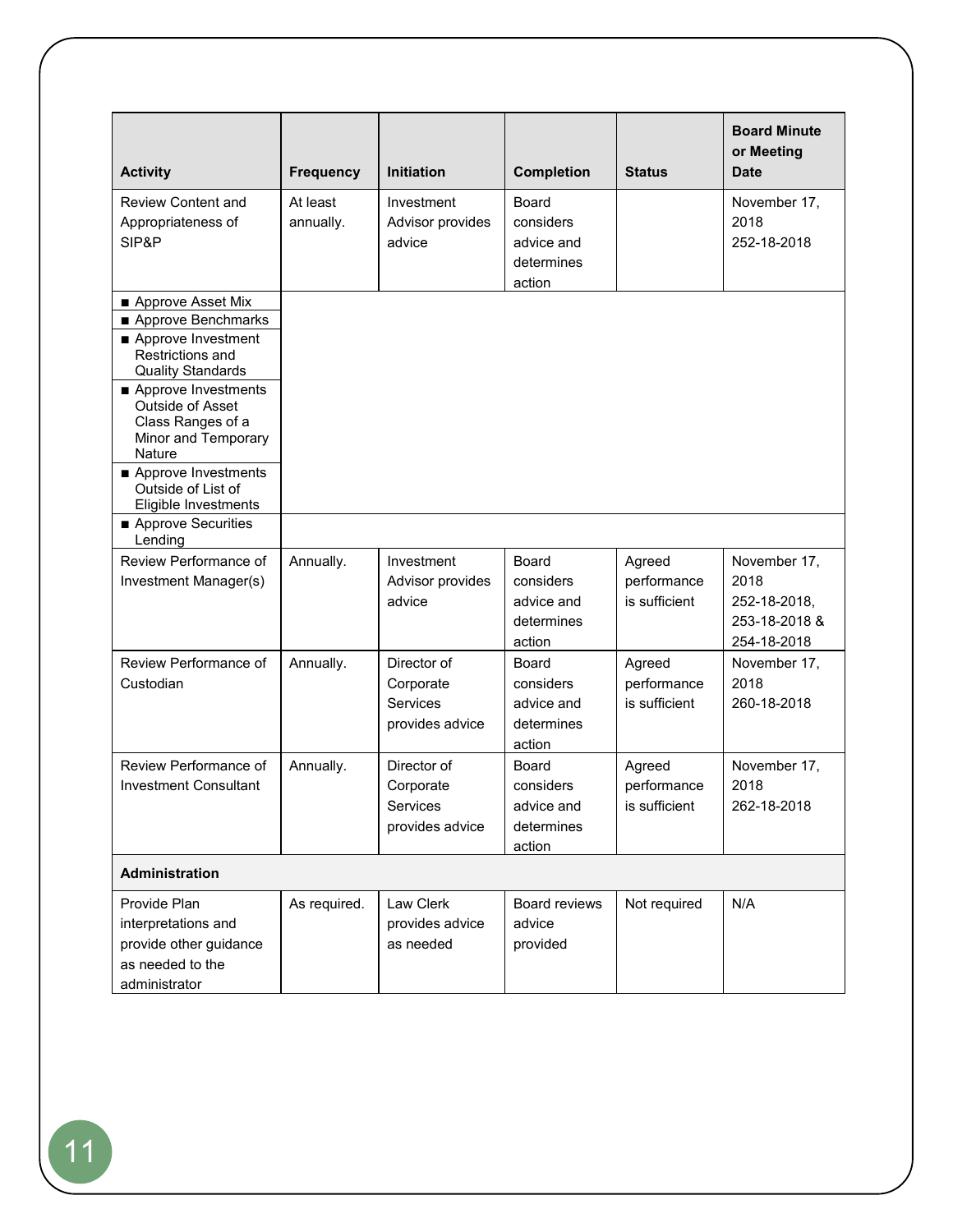| Activity | Frequency | Initiation | Completion | Status | Board Minute or Meeting Date |
|---|---|---|---|---|---|
| Review Content and Appropriateness of SIP&P | At least annually. | Investment Advisor provides advice | Board considers advice and determines action | | November 17, 2018 252-18-2018 |
| ■ Approve Asset Mix | | | | | |
| ■ Approve Benchmarks | | | | | |
| ■ Approve Investment Restrictions and Quality Standards | | | | | |
| ■ Approve Investments Outside of Asset Class Ranges of a Minor and Temporary Nature | | | | | |
| ■ Approve Investments Outside of List of Eligible Investments | | | | | |
| ■ Approve Securities Lending | | | | | |
| Review Performance of Investment Manager(s) | Annually. | Investment Advisor provides advice | Board considers advice and determines action | Agreed performance is sufficient | November 17, 2018 252-18-2018, 253-18-2018 & 254-18-2018 |
| Review Performance of Custodian | Annually. | Director of Corporate Services provides advice | Board considers advice and determines action | Agreed performance is sufficient | November 17, 2018 260-18-2018 |
| Review Performance of Investment Consultant | Annually. | Director of Corporate Services provides advice | Board considers advice and determines action | Agreed performance is sufficient | November 17, 2018 262-18-2018 |
| **Administration** | | | | | |
| Provide Plan interpretations and provide other guidance as needed to the administrator | As required. | Law Clerk provides advice as needed | Board reviews advice provided | Not required | N/A |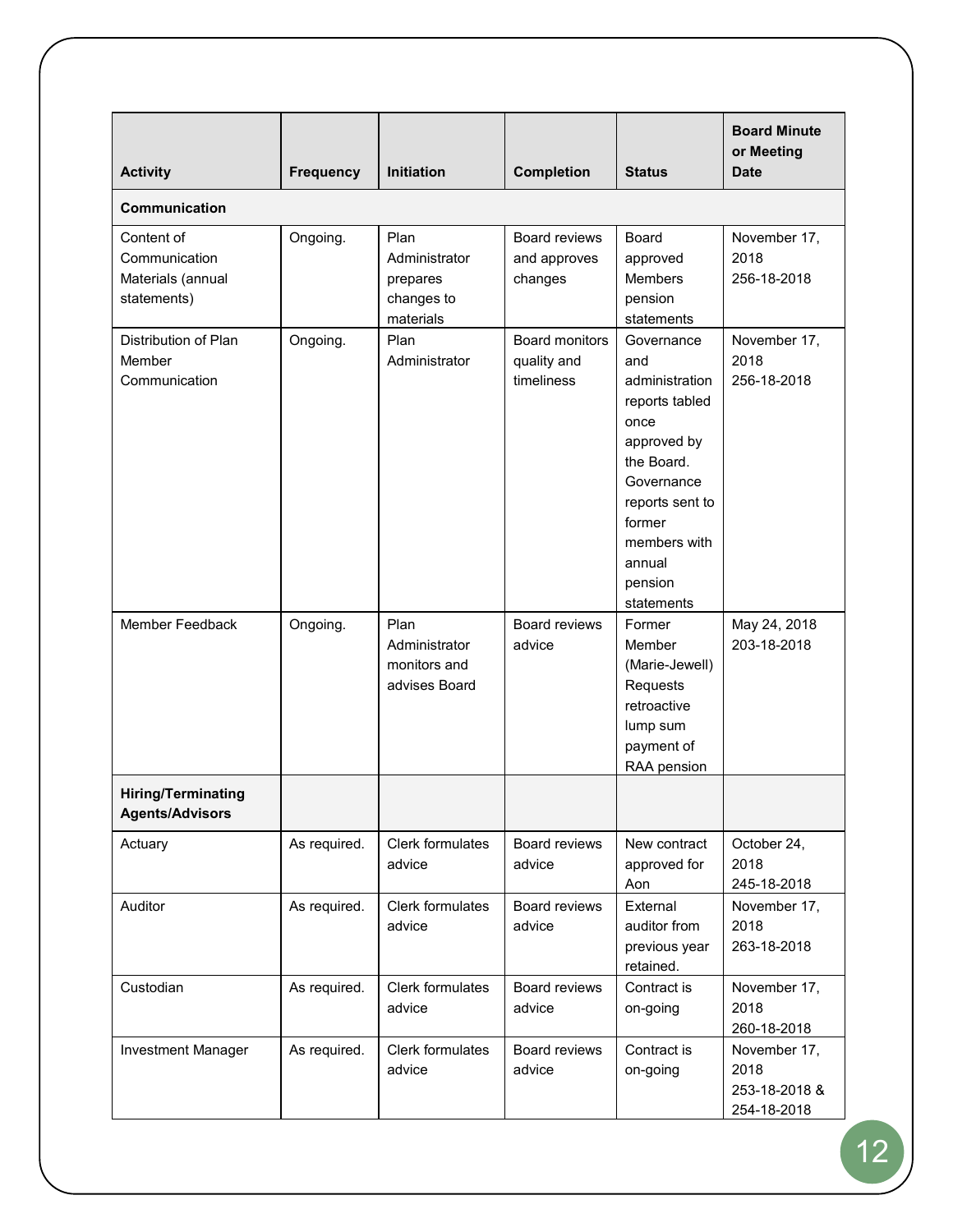| Activity | Frequency | Initiation | Completion | Status | Board Minute or Meeting Date |
|---|---|---|---|---|---|
| **Communication** | | | | | |
| Content of Communication Materials (annual statements) | Ongoing. | Plan Administrator prepares changes to materials | Board reviews and approves changes | Board approved Members pension statements | November 17, 2018 256-18-2018 |
| Distribution of Plan Member Communication | Ongoing. | Plan Administrator | Board monitors quality and timeliness | Governance and administration reports tabled once approved by the Board. Governance reports sent to former members with annual pension statements | November 17, 2018 256-18-2018 |
| Member Feedback | Ongoing. | Plan Administrator monitors and advises Board | Board reviews advice | Former Member (Marie-Jewell) Requests retroactive lump sum payment of RAA pension | May 24, 2018 203-18-2018 |
| **Hiring/Terminating Agents/Advisors** | | | | | |
| Actuary | As required. | Clerk formulates advice | Board reviews advice | New contract approved for Aon | October 24, 2018 245-18-2018 |
| Auditor | As required. | Clerk formulates advice | Board reviews advice | External auditor from previous year retained. | November 17, 2018 263-18-2018 |
| Custodian | As required. | Clerk formulates advice | Board reviews advice | Contract is on-going | November 17, 2018 260-18-2018 |
| Investment Manager | As required. | Clerk formulates advice | Board reviews advice | Contract is on-going | November 17, 2018 253-18-2018 & 254-18-2018 |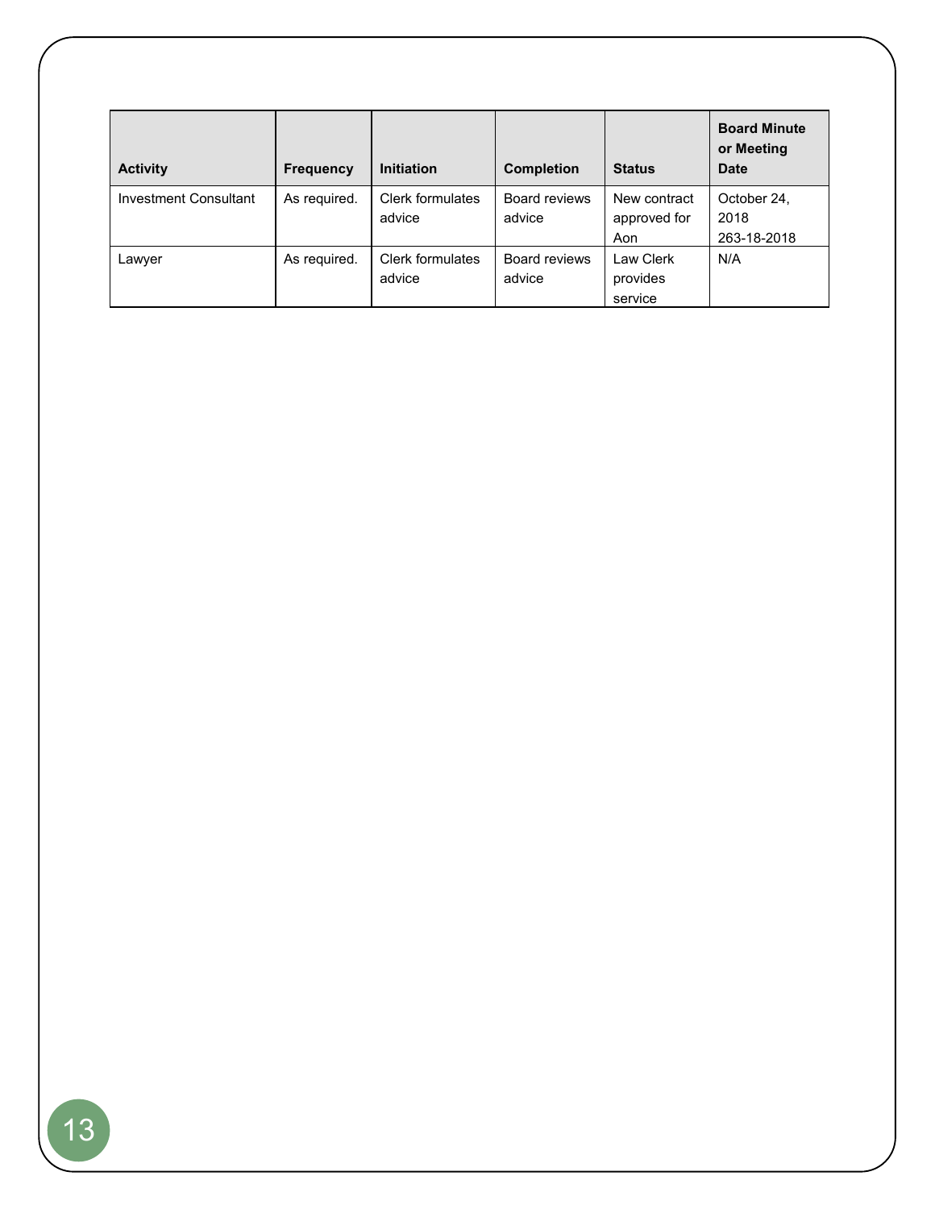| Activity | Frequency | Initiation | Completion | Status | Board Minute or Meeting Date |
|---|---|---|---|---|---|
| Investment Consultant | As required. | Clerk formulates advice | Board reviews advice | New contract approved for Aon | October 24, 2018 263-18-2018 |
| Lawyer | As required. | Clerk formulates advice | Board reviews advice | Law Clerk provides service | N/A |